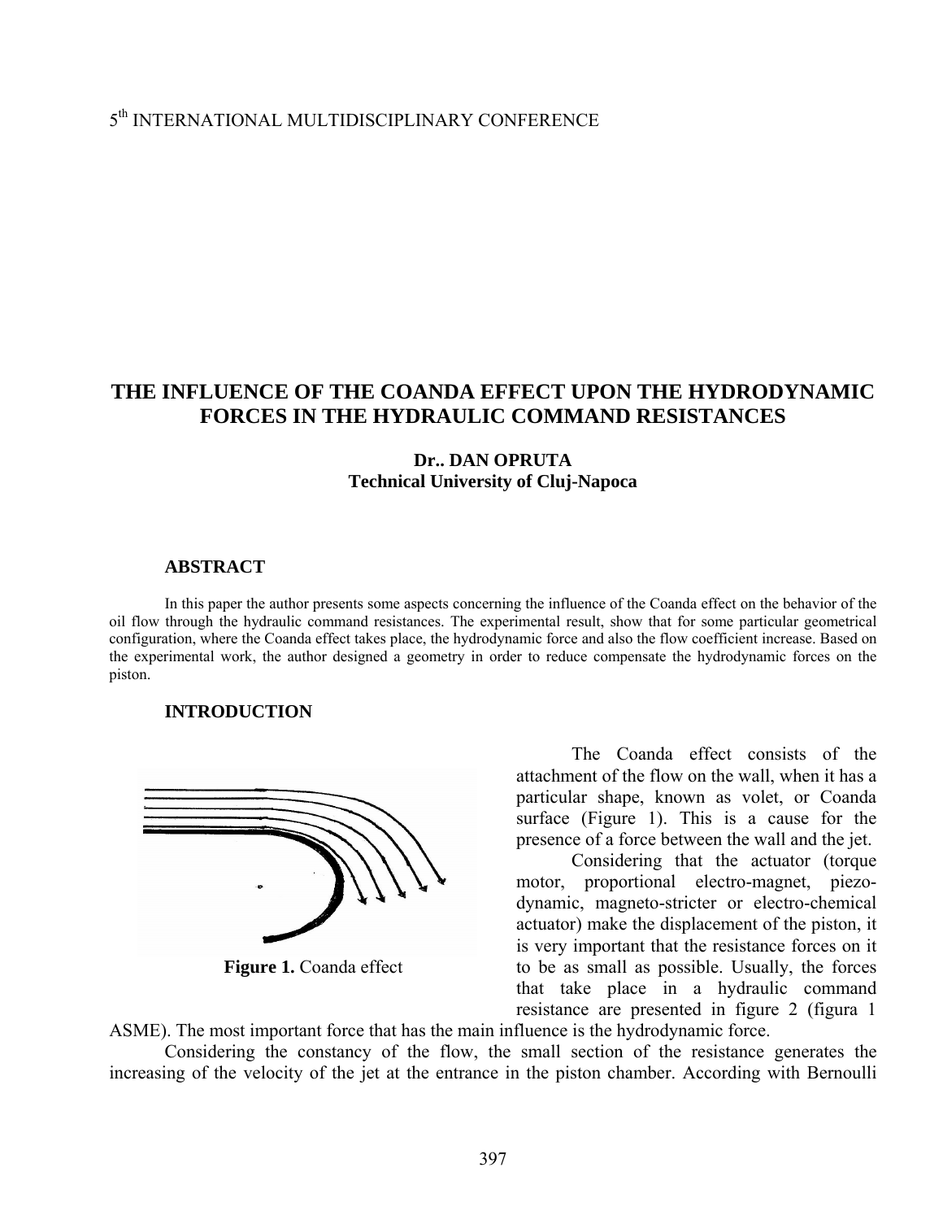5th INTERNATIONAL MULTIDISCIPLINARY CONFERENCE

# THE INFLUENCE OF THE COANDA EFFECT UPON THE HYDRODYNAMIC FORCES IN THE HYDRAULIC COMMAND RESISTANCES

**Dr.. DAN OPRUTA**
**Technical University of Cluj-Napoca**

## ABSTRACT

In this paper the author presents some aspects concerning the influence of the Coanda effect on the behavior of the oil flow through the hydraulic command resistances. The experimental result, show that for some particular geometrical configuration, where the Coanda effect takes place, the hydrodynamic force and also the flow coefficient increase. Based on the experimental work, the author designed a geometry in order to reduce compensate the hydrodynamic forces on the piston.

## INTRODUCTION

**Figure 1.** Coanda effect

The Coanda effect consists of the attachment of the flow on the wall, when it has a particular shape, known as volet, or Coanda surface (Figure 1). This is a cause for the presence of a force between the wall and the jet.

Considering that the actuator (torque motor, proportional electro-magnet, piezo-dynamic, magneto-stricter or electro-chemical actuator) make the displacement of the piston, it is very important that the resistance forces on it to be as small as possible. Usually, the forces that take place in a hydraulic command resistance are presented in figure 2 (figura 1 ASME). The most important force that has the main influence is the hydrodynamic force.

Considering the constancy of the flow, the small section of the resistance generates the increasing of the velocity of the jet at the entrance in the piston chamber. According with Bernoulli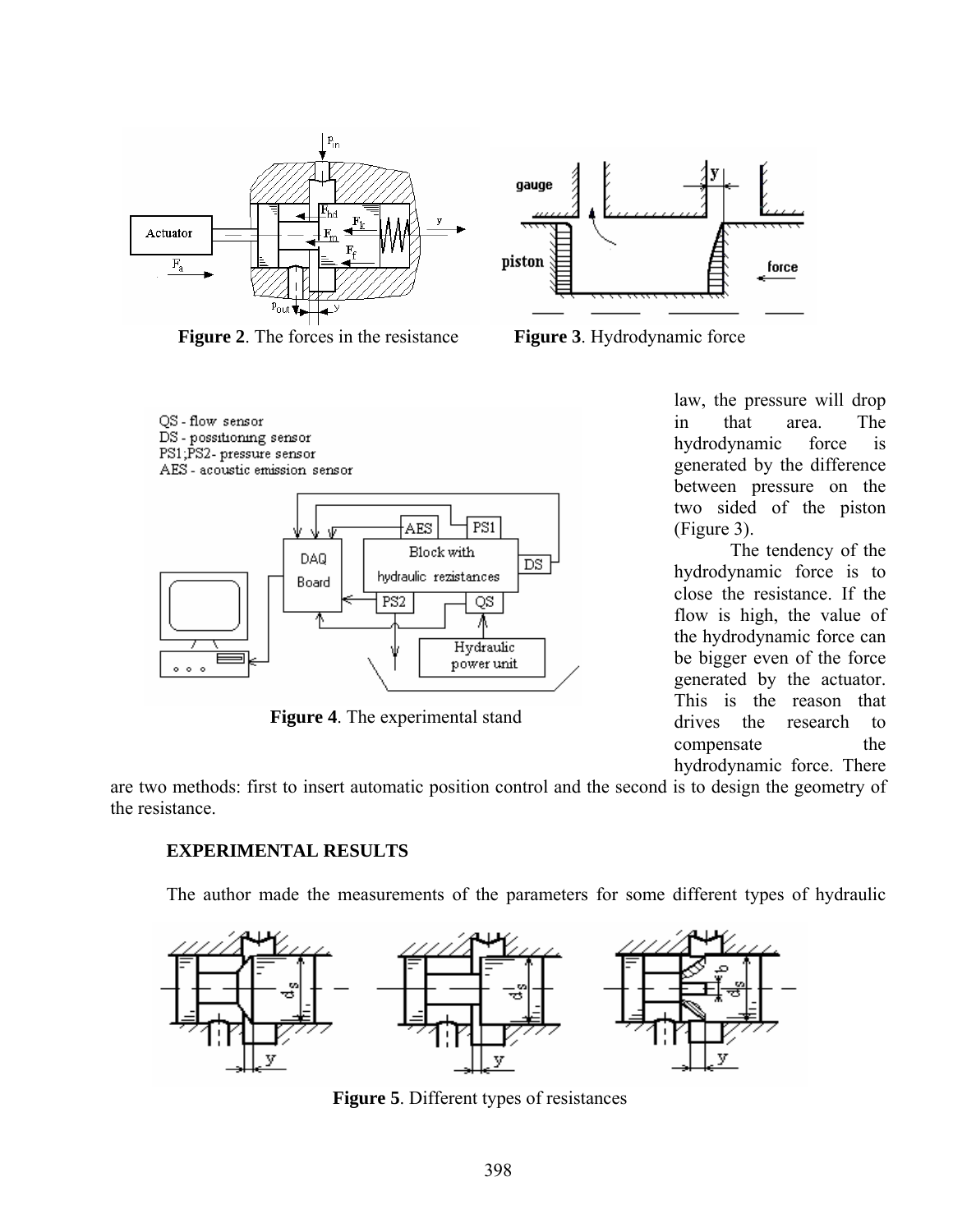**Figure 2**. The forces in the resistance

**Figure 3**. Hydrodynamic force

QS - flow sensor
DS - possitioning sensor
PS1;PS2- pressure sensor
AES - acoustic emission sensor

**Figure 4**. The experimental stand

law, the pressure will drop in that area. The hydrodynamic force is generated by the difference between pressure on the two sided of the piston (Figure 3).

The tendency of the hydrodynamic force is to close the resistance. If the flow is high, the value of the hydrodynamic force can be bigger even of the force generated by the actuator. This is the reason that drives the research to compensate the hydrodynamic force. There are two methods: first to insert automatic position control and the second is to design the geometry of the resistance.

## EXPERIMENTAL RESULTS

The author made the measurements of the parameters for some different types of hydraulic

**Figure 5**. Different types of resistances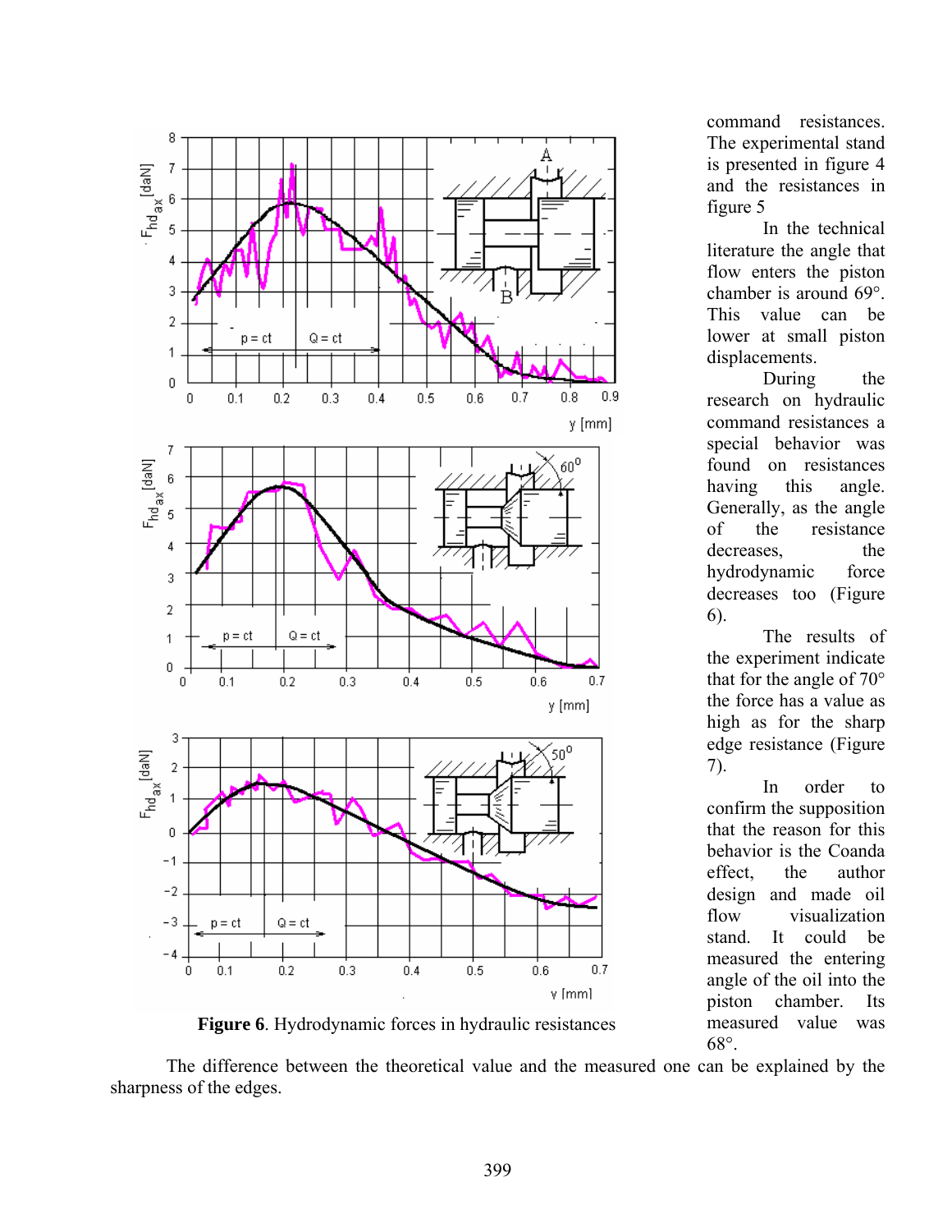command resistances. The experimental stand is presented in figure 4 and the resistances in figure 5

In the technical literature the angle that flow enters the piston chamber is around 69°. This value can be lower at small piston displacements.

During the research on hydraulic command resistances a special behavior was found on resistances having this angle. Generally, as the angle of the resistance decreases, the hydrodynamic force decreases too (Figure 6).

Figure 6. Hydrodynamic forces in hydraulic resistances

The results of the experiment indicate that for the angle of 70° the force has a value as high as for the sharp edge resistance (Figure 7).

In order to confirm the supposition that the reason for this behavior is the Coanda effect, the author design and made oil flow visualization stand. It could be measured the entering angle of the oil into the piston chamber. Its measured value was 68°.

The difference between the theoretical value and the measured one can be explained by the sharpness of the edges.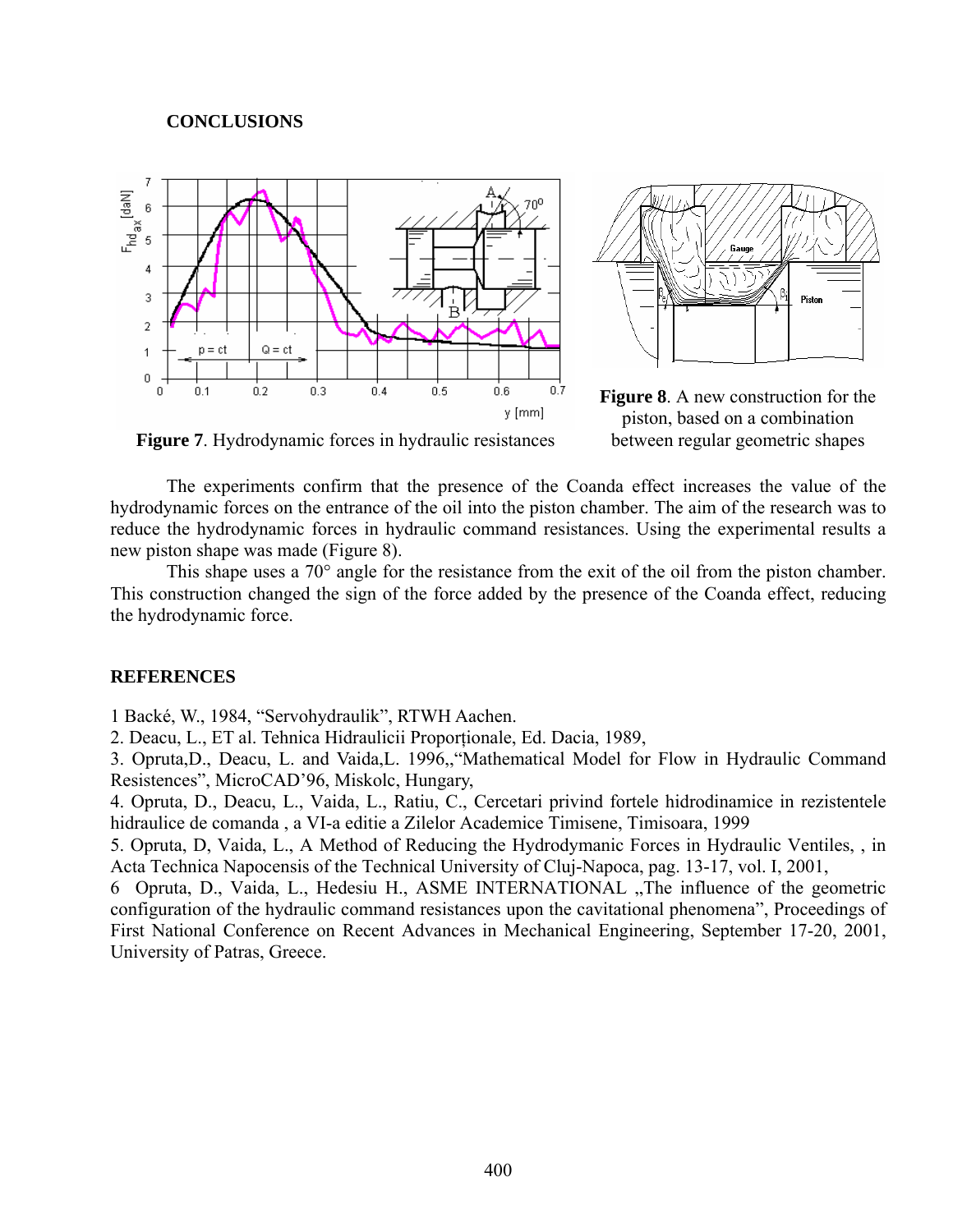**CONCLUSIONS**

$F_{hd_{ax}}$ [daN]

7
6
5
4
3
2
1
0

0 0.1 0.2 0.3 0.4 0.5 0.6 0.7

y [mm]

p = ct Q = ct

A 70° B

**Figure 7**. Hydrodynamic forces in hydraulic resistances

Gauge

Piston

$\beta_e$ $\beta_i$

**Figure 8**. A new construction for the piston, based on a combination between regular geometric shapes

The experiments confirm that the presence of the Coanda effect increases the value of the hydrodynamic forces on the entrance of the oil into the piston chamber. The aim of the research was to reduce the hydrodynamic forces in hydraulic command resistances. Using the experimental results a new piston shape was made (Figure 8).

This shape uses a 70° angle for the resistance from the exit of the oil from the piston chamber. This construction changed the sign of the force added by the presence of the Coanda effect, reducing the hydrodynamic force.

**REFERENCES**

1 Backé, W., 1984, "Servohydraulik", RTWH Aachen.

2. Deacu, L., ET al. Tehnica Hidraulicii Proporționale, Ed. Dacia, 1989,

3. Opruta,D., Deacu, L. and Vaida,L. 1996,,"Mathematical Model for Flow in Hydraulic Command Resistences", MicroCAD'96, Miskolc, Hungary,

4. Opruta, D., Deacu, L., Vaida, L., Ratiu, C., Cercetari privind fortele hidrodinamice in rezistentele hidraulice de comanda , a VI-a editie a Zilelor Academice Timisene, Timisoara, 1999

5. Opruta, D, Vaida, L., A Method of Reducing the Hydrodymanic Forces in Hydraulic Ventiles, , in Acta Technica Napocensis of the Technical University of Cluj-Napoca, pag. 13-17, vol. I, 2001,

6 Opruta, D., Vaida, L., Hedesiu H., ASME INTERNATIONAL „The influence of the geometric configuration of the hydraulic command resistances upon the cavitational phenomena", Proceedings of First National Conference on Recent Advances in Mechanical Engineering, September 17-20, 2001, University of Patras, Greece.